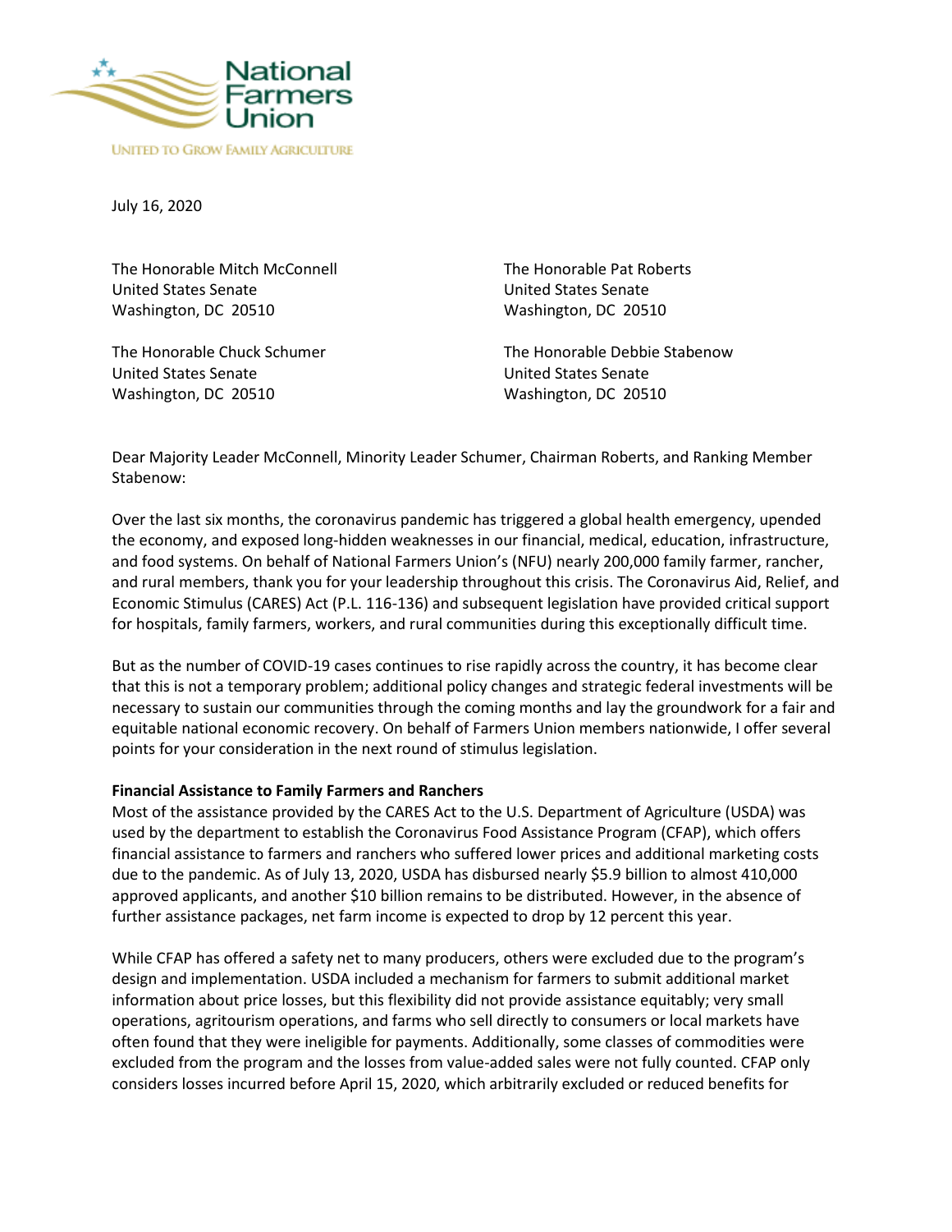National Farmers Union

UNITED TO GROW FAMILY AGRICULTURE

July 16, 2020

The Honorable Mitch McConnell
United States Senate
Washington, DC 20510

The Honorable Chuck Schumer
United States Senate
Washington, DC 20510

The Honorable Pat Roberts
United States Senate
Washington, DC 20510

The Honorable Debbie Stabenow
United States Senate
Washington, DC 20510

Dear Majority Leader McConnell, Minority Leader Schumer, Chairman Roberts, and Ranking Member Stabenow:

Over the last six months, the coronavirus pandemic has triggered a global health emergency, upended the economy, and exposed long-hidden weaknesses in our financial, medical, education, infrastructure, and food systems. On behalf of National Farmers Union's (NFU) nearly 200,000 family farmer, rancher, and rural members, thank you for your leadership throughout this crisis. The Coronavirus Aid, Relief, and Economic Stimulus (CARES) Act (P.L. 116-136) and subsequent legislation have provided critical support for hospitals, family farmers, workers, and rural communities during this exceptionally difficult time.

But as the number of COVID-19 cases continues to rise rapidly across the country, it has become clear that this is not a temporary problem; additional policy changes and strategic federal investments will be necessary to sustain our communities through the coming months and lay the groundwork for a fair and equitable national economic recovery. On behalf of Farmers Union members nationwide, I offer several points for your consideration in the next round of stimulus legislation.

**Financial Assistance to Family Farmers and Ranchers**

Most of the assistance provided by the CARES Act to the U.S. Department of Agriculture (USDA) was used by the department to establish the Coronavirus Food Assistance Program (CFAP), which offers financial assistance to farmers and ranchers who suffered lower prices and additional marketing costs due to the pandemic. As of July 13, 2020, USDA has disbursed nearly $5.9 billion to almost 410,000 approved applicants, and another $10 billion remains to be distributed. However, in the absence of further assistance packages, net farm income is expected to drop by 12 percent this year.

While CFAP has offered a safety net to many producers, others were excluded due to the program's design and implementation. USDA included a mechanism for farmers to submit additional market information about price losses, but this flexibility did not provide assistance equitably; very small operations, agritourism operations, and farms who sell directly to consumers or local markets have often found that they were ineligible for payments. Additionally, some classes of commodities were excluded from the program and the losses from value-added sales were not fully counted. CFAP only considers losses incurred before April 15, 2020, which arbitrarily excluded or reduced benefits for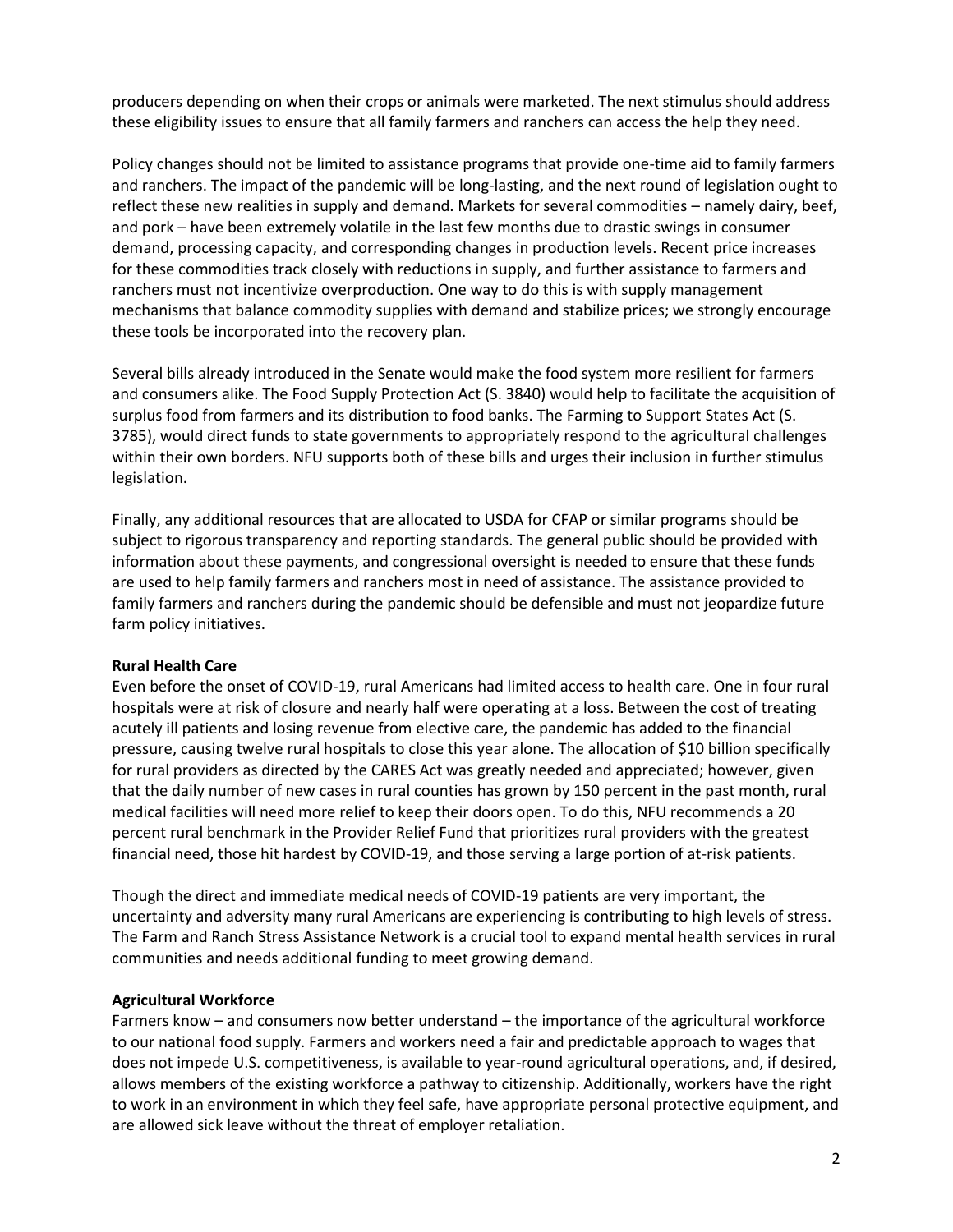producers depending on when their crops or animals were marketed. The next stimulus should address these eligibility issues to ensure that all family farmers and ranchers can access the help they need.

Policy changes should not be limited to assistance programs that provide one-time aid to family farmers and ranchers. The impact of the pandemic will be long-lasting, and the next round of legislation ought to reflect these new realities in supply and demand. Markets for several commodities – namely dairy, beef, and pork – have been extremely volatile in the last few months due to drastic swings in consumer demand, processing capacity, and corresponding changes in production levels. Recent price increases for these commodities track closely with reductions in supply, and further assistance to farmers and ranchers must not incentivize overproduction. One way to do this is with supply management mechanisms that balance commodity supplies with demand and stabilize prices; we strongly encourage these tools be incorporated into the recovery plan.

Several bills already introduced in the Senate would make the food system more resilient for farmers and consumers alike. The Food Supply Protection Act (S. 3840) would help to facilitate the acquisition of surplus food from farmers and its distribution to food banks. The Farming to Support States Act (S. 3785), would direct funds to state governments to appropriately respond to the agricultural challenges within their own borders. NFU supports both of these bills and urges their inclusion in further stimulus legislation.

Finally, any additional resources that are allocated to USDA for CFAP or similar programs should be subject to rigorous transparency and reporting standards. The general public should be provided with information about these payments, and congressional oversight is needed to ensure that these funds are used to help family farmers and ranchers most in need of assistance. The assistance provided to family farmers and ranchers during the pandemic should be defensible and must not jeopardize future farm policy initiatives.

**Rural Health Care**

Even before the onset of COVID-19, rural Americans had limited access to health care. One in four rural hospitals were at risk of closure and nearly half were operating at a loss. Between the cost of treating acutely ill patients and losing revenue from elective care, the pandemic has added to the financial pressure, causing twelve rural hospitals to close this year alone. The allocation of $10 billion specifically for rural providers as directed by the CARES Act was greatly needed and appreciated; however, given that the daily number of new cases in rural counties has grown by 150 percent in the past month, rural medical facilities will need more relief to keep their doors open. To do this, NFU recommends a 20 percent rural benchmark in the Provider Relief Fund that prioritizes rural providers with the greatest financial need, those hit hardest by COVID-19, and those serving a large portion of at-risk patients.

Though the direct and immediate medical needs of COVID-19 patients are very important, the uncertainty and adversity many rural Americans are experiencing is contributing to high levels of stress. The Farm and Ranch Stress Assistance Network is a crucial tool to expand mental health services in rural communities and needs additional funding to meet growing demand.

**Agricultural Workforce**

Farmers know – and consumers now better understand – the importance of the agricultural workforce to our national food supply. Farmers and workers need a fair and predictable approach to wages that does not impede U.S. competitiveness, is available to year-round agricultural operations, and, if desired, allows members of the existing workforce a pathway to citizenship. Additionally, workers have the right to work in an environment in which they feel safe, have appropriate personal protective equipment, and are allowed sick leave without the threat of employer retaliation.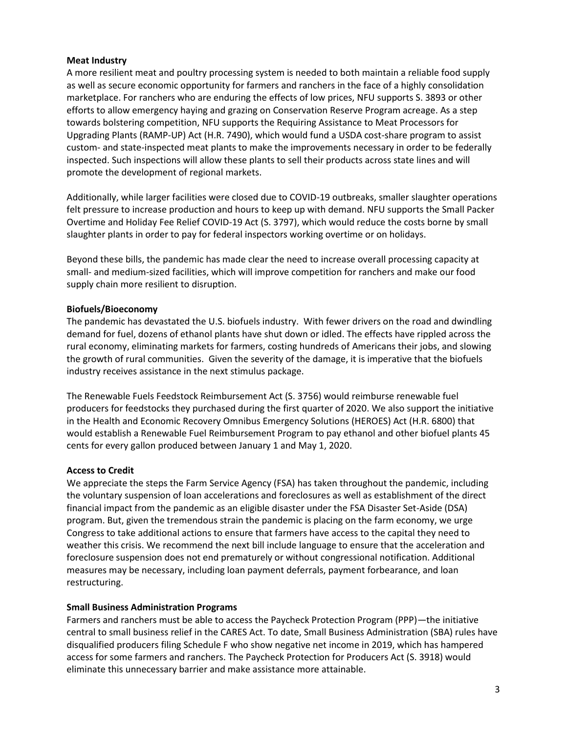**Meat Industry**

A more resilient meat and poultry processing system is needed to both maintain a reliable food supply as well as secure economic opportunity for farmers and ranchers in the face of a highly consolidation marketplace. For ranchers who are enduring the effects of low prices, NFU supports S. 3893 or other efforts to allow emergency haying and grazing on Conservation Reserve Program acreage. As a step towards bolstering competition, NFU supports the Requiring Assistance to Meat Processors for Upgrading Plants (RAMP-UP) Act (H.R. 7490), which would fund a USDA cost-share program to assist custom- and state-inspected meat plants to make the improvements necessary in order to be federally inspected. Such inspections will allow these plants to sell their products across state lines and will promote the development of regional markets.

Additionally, while larger facilities were closed due to COVID-19 outbreaks, smaller slaughter operations felt pressure to increase production and hours to keep up with demand. NFU supports the Small Packer Overtime and Holiday Fee Relief COVID-19 Act (S. 3797), which would reduce the costs borne by small slaughter plants in order to pay for federal inspectors working overtime or on holidays.

Beyond these bills, the pandemic has made clear the need to increase overall processing capacity at small- and medium-sized facilities, which will improve competition for ranchers and make our food supply chain more resilient to disruption.

**Biofuels/Bioeconomy**

The pandemic has devastated the U.S. biofuels industry. With fewer drivers on the road and dwindling demand for fuel, dozens of ethanol plants have shut down or idled. The effects have rippled across the rural economy, eliminating markets for farmers, costing hundreds of Americans their jobs, and slowing the growth of rural communities. Given the severity of the damage, it is imperative that the biofuels industry receives assistance in the next stimulus package.

The Renewable Fuels Feedstock Reimbursement Act (S. 3756) would reimburse renewable fuel producers for feedstocks they purchased during the first quarter of 2020. We also support the initiative in the Health and Economic Recovery Omnibus Emergency Solutions (HEROES) Act (H.R. 6800) that would establish a Renewable Fuel Reimbursement Program to pay ethanol and other biofuel plants 45 cents for every gallon produced between January 1 and May 1, 2020.

**Access to Credit**

We appreciate the steps the Farm Service Agency (FSA) has taken throughout the pandemic, including the voluntary suspension of loan accelerations and foreclosures as well as establishment of the direct financial impact from the pandemic as an eligible disaster under the FSA Disaster Set-Aside (DSA) program. But, given the tremendous strain the pandemic is placing on the farm economy, we urge Congress to take additional actions to ensure that farmers have access to the capital they need to weather this crisis. We recommend the next bill include language to ensure that the acceleration and foreclosure suspension does not end prematurely or without congressional notification. Additional measures may be necessary, including loan payment deferrals, payment forbearance, and loan restructuring.

**Small Business Administration Programs**

Farmers and ranchers must be able to access the Paycheck Protection Program (PPP)—the initiative central to small business relief in the CARES Act. To date, Small Business Administration (SBA) rules have disqualified producers filing Schedule F who show negative net income in 2019, which has hampered access for some farmers and ranchers. The Paycheck Protection for Producers Act (S. 3918) would eliminate this unnecessary barrier and make assistance more attainable.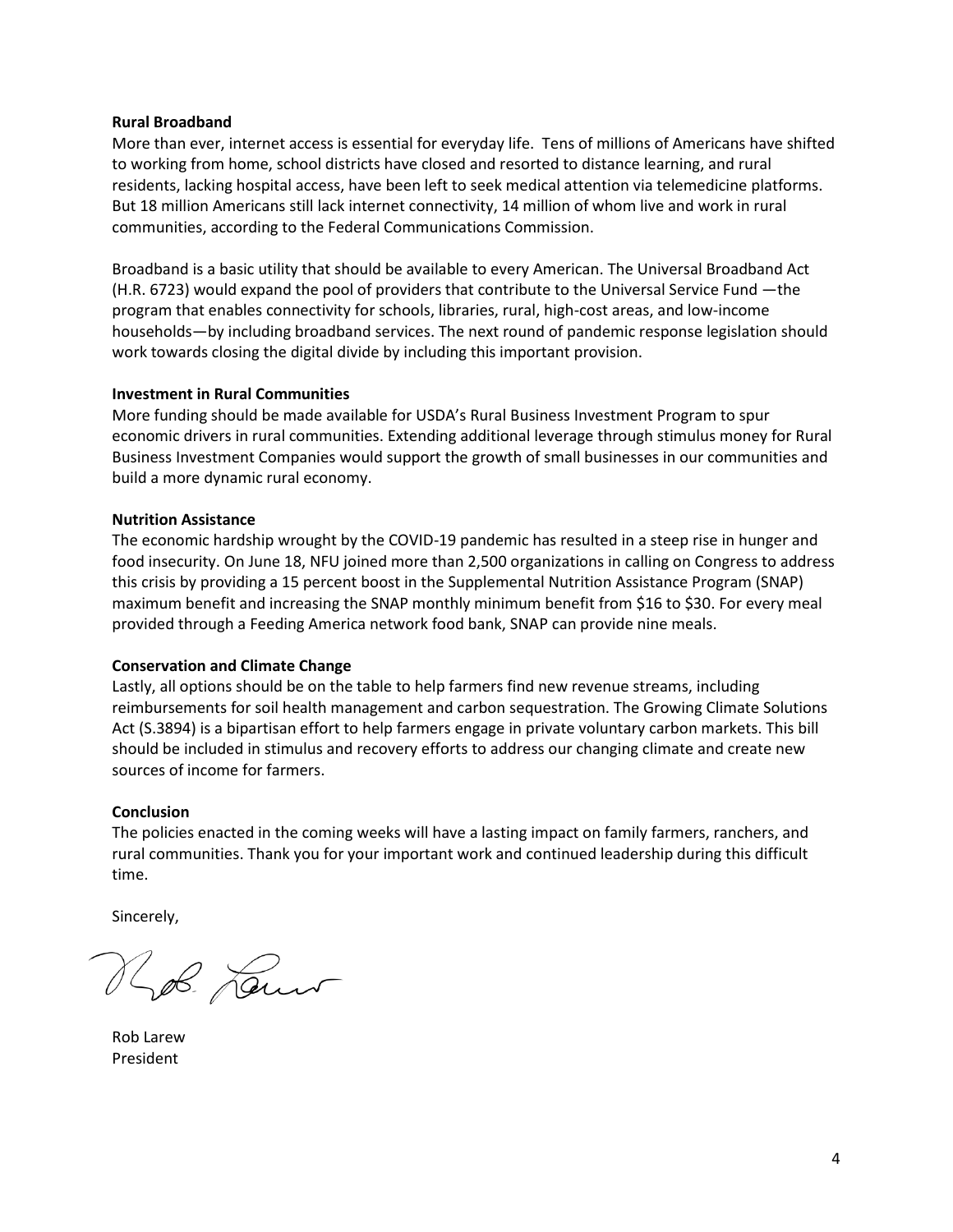**Rural Broadband**

More than ever, internet access is essential for everyday life. Tens of millions of Americans have shifted to working from home, school districts have closed and resorted to distance learning, and rural residents, lacking hospital access, have been left to seek medical attention via telemedicine platforms. But 18 million Americans still lack internet connectivity, 14 million of whom live and work in rural communities, according to the Federal Communications Commission.

Broadband is a basic utility that should be available to every American. The Universal Broadband Act (H.R. 6723) would expand the pool of providers that contribute to the Universal Service Fund —the program that enables connectivity for schools, libraries, rural, high-cost areas, and low-income households—by including broadband services. The next round of pandemic response legislation should work towards closing the digital divide by including this important provision.

**Investment in Rural Communities**

More funding should be made available for USDA's Rural Business Investment Program to spur economic drivers in rural communities. Extending additional leverage through stimulus money for Rural Business Investment Companies would support the growth of small businesses in our communities and build a more dynamic rural economy.

**Nutrition Assistance**

The economic hardship wrought by the COVID-19 pandemic has resulted in a steep rise in hunger and food insecurity. On June 18, NFU joined more than 2,500 organizations in calling on Congress to address this crisis by providing a 15 percent boost in the Supplemental Nutrition Assistance Program (SNAP) maximum benefit and increasing the SNAP monthly minimum benefit from $16 to $30. For every meal provided through a Feeding America network food bank, SNAP can provide nine meals.

**Conservation and Climate Change**

Lastly, all options should be on the table to help farmers find new revenue streams, including reimbursements for soil health management and carbon sequestration. The Growing Climate Solutions Act (S.3894) is a bipartisan effort to help farmers engage in private voluntary carbon markets. This bill should be included in stimulus and recovery efforts to address our changing climate and create new sources of income for farmers.

**Conclusion**

The policies enacted in the coming weeks will have a lasting impact on family farmers, ranchers, and rural communities. Thank you for your important work and continued leadership during this difficult time.

Sincerely,

Rob Larew
President